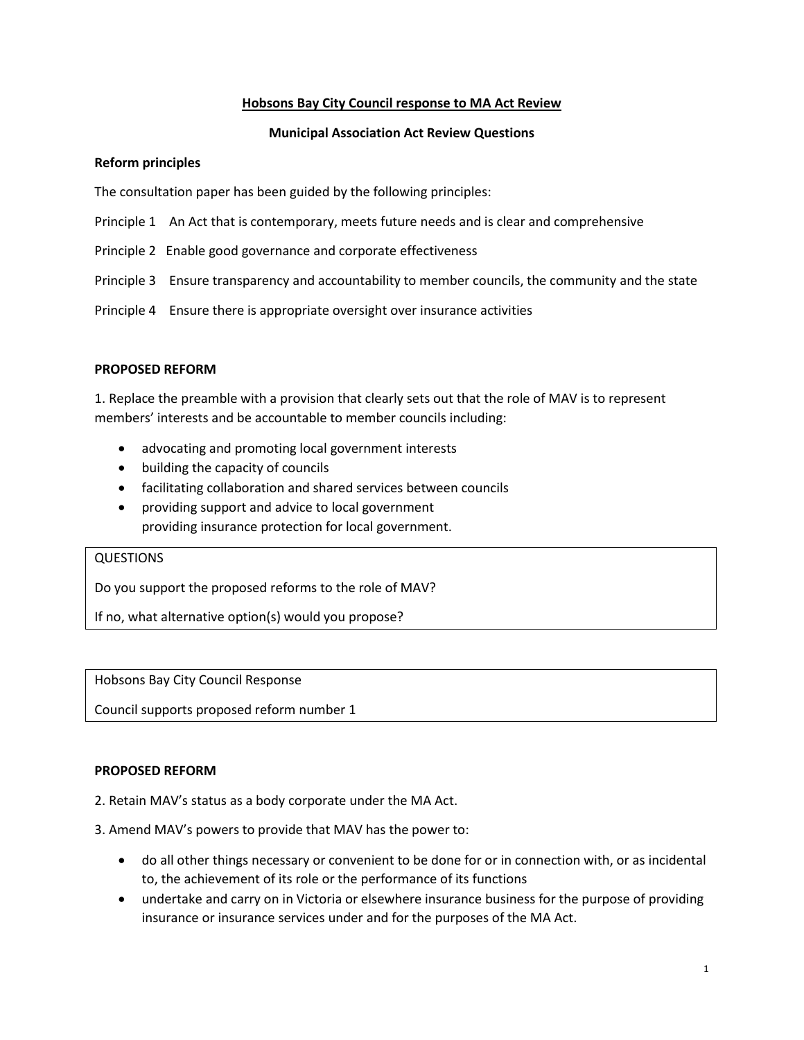**Hobsons Bay City Council response to MA Act Review**

**Municipal Association Act Review Questions**

**Reform principles**

The consultation paper has been guided by the following principles:

Principle 1 An Act that is contemporary, meets future needs and is clear and comprehensive

Principle 2 Enable good governance and corporate effectiveness

Principle 3 Ensure transparency and accountability to member councils, the community and the state

Principle 4 Ensure there is appropriate oversight over insurance activities

**PROPOSED REFORM**

1. Replace the preamble with a provision that clearly sets out that the role of MAV is to represent members' interests and be accountable to member councils including:

- advocating and promoting local government interests
- building the capacity of councils
- facilitating collaboration and shared services between councils
- providing support and advice to local government
  providing insurance protection for local government.

QUESTIONS

Do you support the proposed reforms to the role of MAV?

If no, what alternative option(s) would you propose?

Hobsons Bay City Council Response

Council supports proposed reform number 1

**PROPOSED REFORM**

2. Retain MAV's status as a body corporate under the MA Act.

3. Amend MAV's powers to provide that MAV has the power to:

- do all other things necessary or convenient to be done for or in connection with, or as incidental to, the achievement of its role or the performance of its functions
- undertake and carry on in Victoria or elsewhere insurance business for the purpose of providing insurance or insurance services under and for the purposes of the MA Act.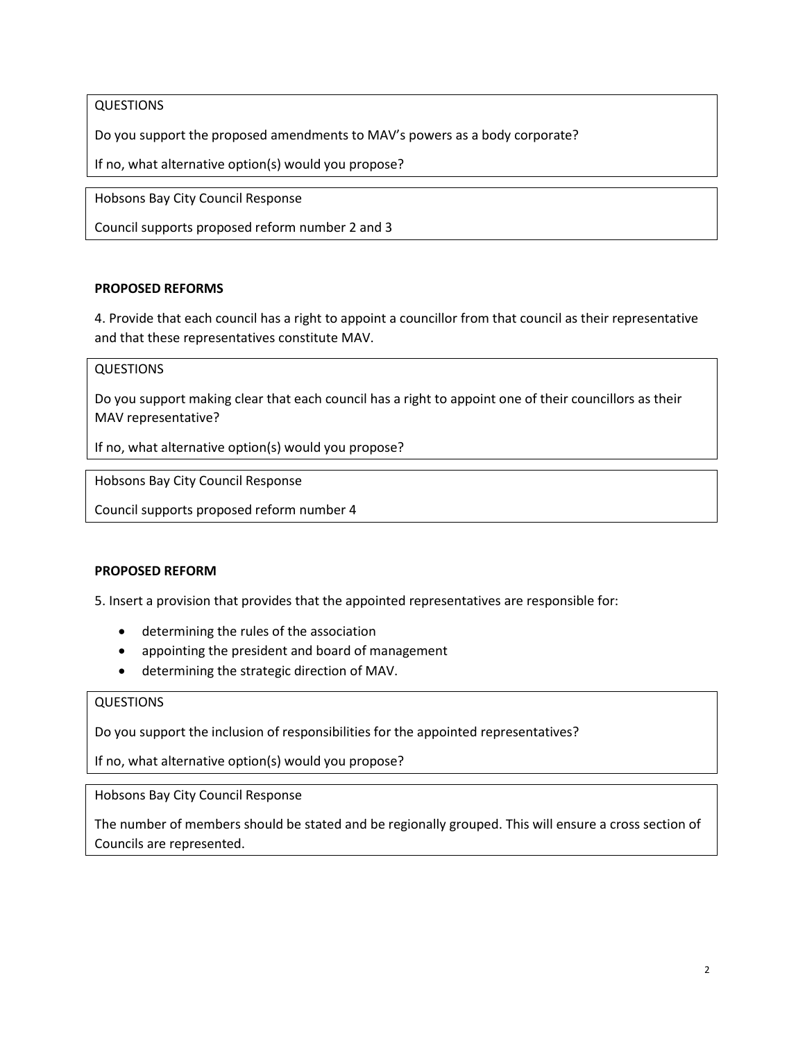QUESTIONS

Do you support the proposed amendments to MAV's powers as a body corporate?

If no, what alternative option(s) would you propose?

Hobsons Bay City Council Response

Council supports proposed reform number 2 and 3

**PROPOSED REFORMS**

4. Provide that each council has a right to appoint a councillor from that council as their representative and that these representatives constitute MAV.

QUESTIONS

Do you support making clear that each council has a right to appoint one of their councillors as their MAV representative?

If no, what alternative option(s) would you propose?

Hobsons Bay City Council Response

Council supports proposed reform number 4

**PROPOSED REFORM**

5. Insert a provision that provides that the appointed representatives are responsible for:

- determining the rules of the association
- appointing the president and board of management
- determining the strategic direction of MAV.

QUESTIONS

Do you support the inclusion of responsibilities for the appointed representatives?

If no, what alternative option(s) would you propose?

Hobsons Bay City Council Response

The number of members should be stated and be regionally grouped. This will ensure a cross section of Councils are represented.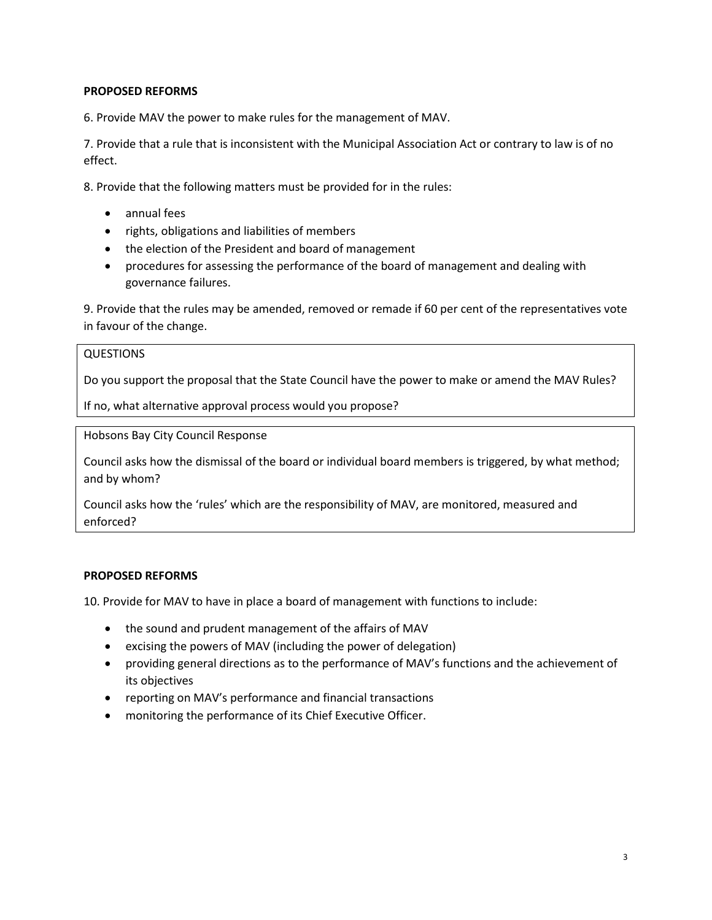**PROPOSED REFORMS**

6. Provide MAV the power to make rules for the management of MAV.

7. Provide that a rule that is inconsistent with the Municipal Association Act or contrary to law is of no effect.

8. Provide that the following matters must be provided for in the rules:

- annual fees
- rights, obligations and liabilities of members
- the election of the President and board of management
- procedures for assessing the performance of the board of management and dealing with governance failures.

9. Provide that the rules may be amended, removed or remade if 60 per cent of the representatives vote in favour of the change.

QUESTIONS

Do you support the proposal that the State Council have the power to make or amend the MAV Rules?

If no, what alternative approval process would you propose?

Hobsons Bay City Council Response

Council asks how the dismissal of the board or individual board members is triggered, by what method; and by whom?

Council asks how the 'rules' which are the responsibility of MAV, are monitored, measured and enforced?

**PROPOSED REFORMS**

10. Provide for MAV to have in place a board of management with functions to include:

- the sound and prudent management of the affairs of MAV
- excising the powers of MAV (including the power of delegation)
- providing general directions as to the performance of MAV's functions and the achievement of its objectives
- reporting on MAV's performance and financial transactions
- monitoring the performance of its Chief Executive Officer.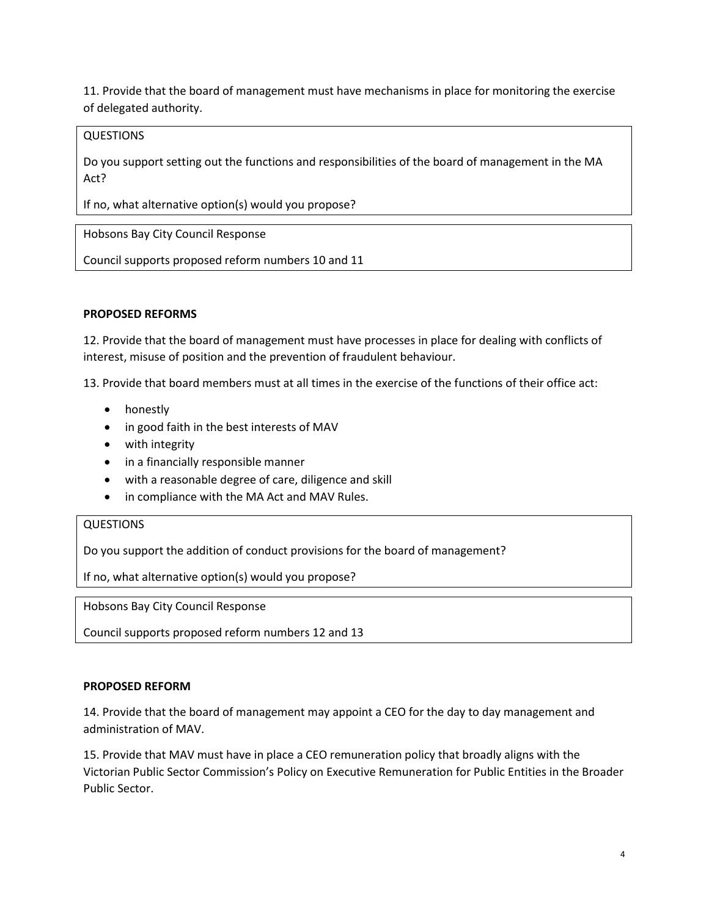11. Provide that the board of management must have mechanisms in place for monitoring the exercise of delegated authority.

| QUESTIONS |
| --- |
| Do you support setting out the functions and responsibilities of the board of management in the MA Act? |
| If no, what alternative option(s) would you propose? |

| Hobsons Bay City Council Response |
| --- |
| Council supports proposed reform numbers 10 and 11 |

**PROPOSED REFORMS**

12. Provide that the board of management must have processes in place for dealing with conflicts of interest, misuse of position and the prevention of fraudulent behaviour.

13. Provide that board members must at all times in the exercise of the functions of their office act:

- honestly
- in good faith in the best interests of MAV
- with integrity
- in a financially responsible manner
- with a reasonable degree of care, diligence and skill
- in compliance with the MA Act and MAV Rules.

| QUESTIONS |
| --- |
| Do you support the addition of conduct provisions for the board of management? |
| If no, what alternative option(s) would you propose? |

| Hobsons Bay City Council Response |
| --- |
| Council supports proposed reform numbers 12 and 13 |

**PROPOSED REFORM**

14. Provide that the board of management may appoint a CEO for the day to day management and administration of MAV.

15. Provide that MAV must have in place a CEO remuneration policy that broadly aligns with the Victorian Public Sector Commission's Policy on Executive Remuneration for Public Entities in the Broader Public Sector.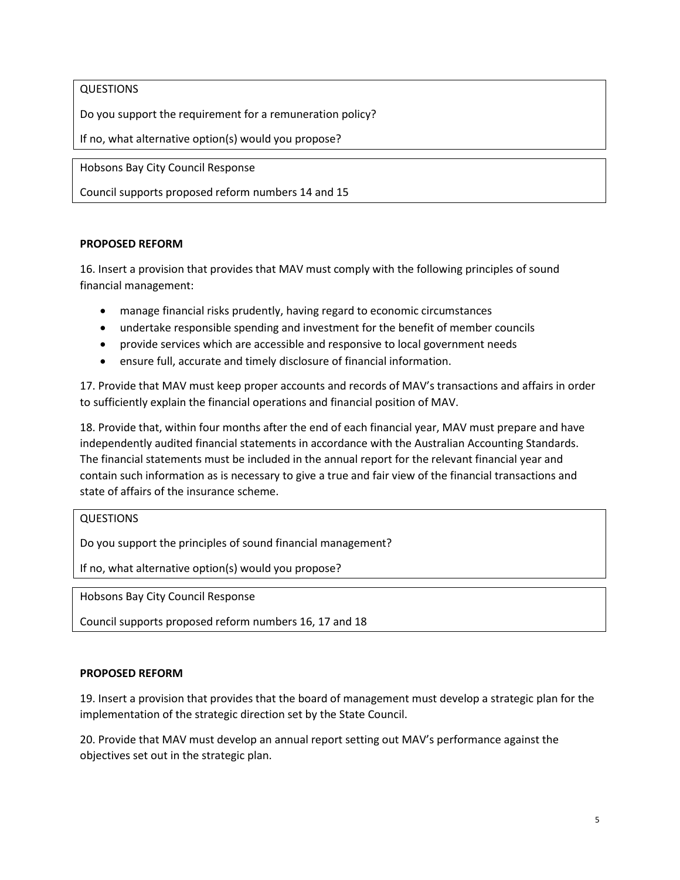QUESTIONS

Do you support the requirement for a remuneration policy?

If no, what alternative option(s) would you propose?

Hobsons Bay City Council Response

Council supports proposed reform numbers 14 and 15

**PROPOSED REFORM**

16. Insert a provision that provides that MAV must comply with the following principles of sound financial management:

- manage financial risks prudently, having regard to economic circumstances
- undertake responsible spending and investment for the benefit of member councils
- provide services which are accessible and responsive to local government needs
- ensure full, accurate and timely disclosure of financial information.

17. Provide that MAV must keep proper accounts and records of MAV's transactions and affairs in order to sufficiently explain the financial operations and financial position of MAV.

18. Provide that, within four months after the end of each financial year, MAV must prepare and have independently audited financial statements in accordance with the Australian Accounting Standards. The financial statements must be included in the annual report for the relevant financial year and contain such information as is necessary to give a true and fair view of the financial transactions and state of affairs of the insurance scheme.

QUESTIONS

Do you support the principles of sound financial management?

If no, what alternative option(s) would you propose?

Hobsons Bay City Council Response

Council supports proposed reform numbers 16, 17 and 18

**PROPOSED REFORM**

19. Insert a provision that provides that the board of management must develop a strategic plan for the implementation of the strategic direction set by the State Council.

20. Provide that MAV must develop an annual report setting out MAV's performance against the objectives set out in the strategic plan.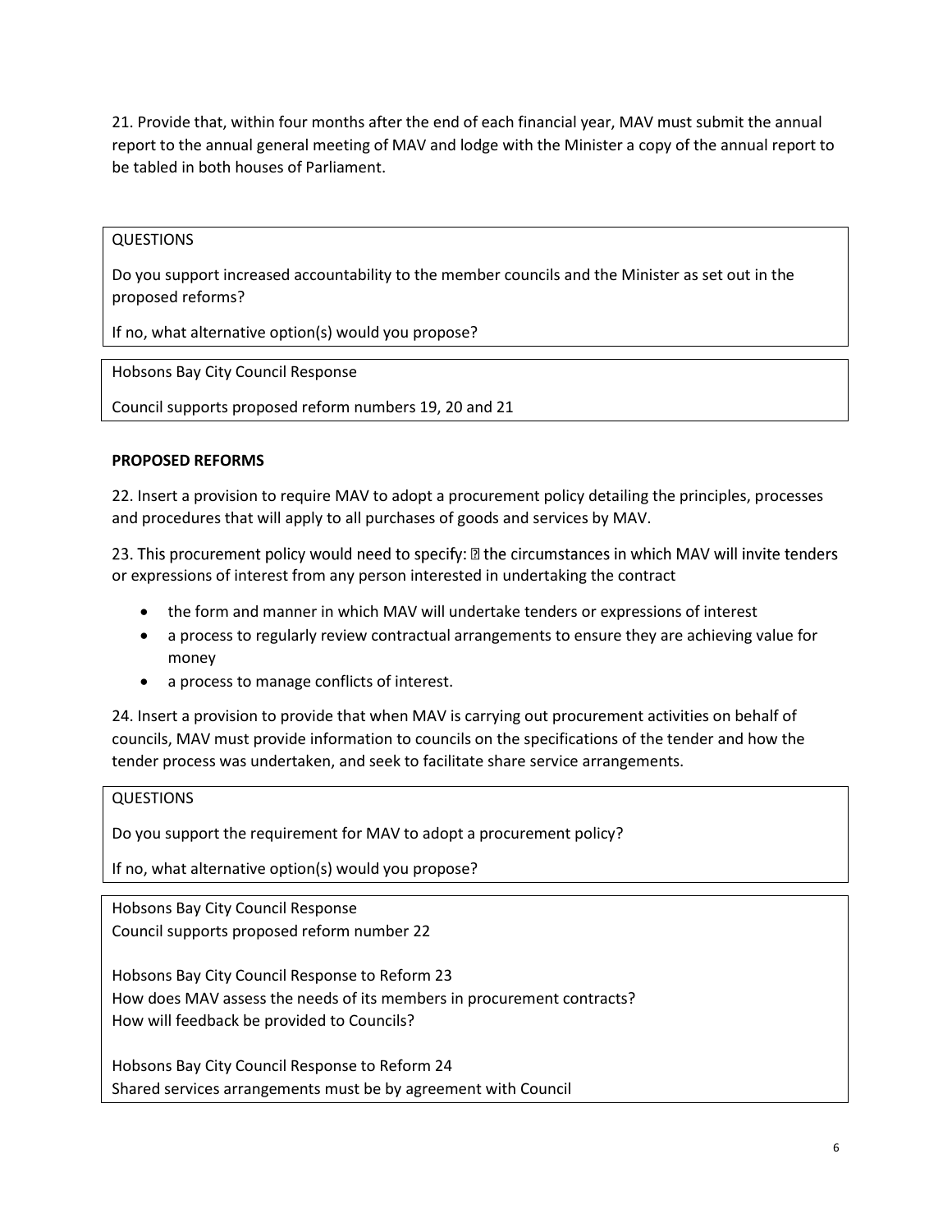21. Provide that, within four months after the end of each financial year, MAV must submit the annual report to the annual general meeting of MAV and lodge with the Minister a copy of the annual report to be tabled in both houses of Parliament.

| QUESTIONS |
|---|
| Do you support increased accountability to the member councils and the Minister as set out in the proposed reforms? |
| If no, what alternative option(s) would you propose? |

| Hobsons Bay City Council Response |
|---|
| Council supports proposed reform numbers 19, 20 and 21 |

**PROPOSED REFORMS**

22. Insert a provision to require MAV to adopt a procurement policy detailing the principles, processes and procedures that will apply to all purchases of goods and services by MAV.

23. This procurement policy would need to specify:  the circumstances in which MAV will invite tenders or expressions of interest from any person interested in undertaking the contract

- the form and manner in which MAV will undertake tenders or expressions of interest
- a process to regularly review contractual arrangements to ensure they are achieving value for money
- a process to manage conflicts of interest.

24. Insert a provision to provide that when MAV is carrying out procurement activities on behalf of councils, MAV must provide information to councils on the specifications of the tender and how the tender process was undertaken, and seek to facilitate share service arrangements.

| QUESTIONS |
|---|
| Do you support the requirement for MAV to adopt a procurement policy? |
| If no, what alternative option(s) would you propose? |

| Hobsons Bay City Council Response |
|---|
| Council supports proposed reform number 22 |
| Hobsons Bay City Council Response to Reform 23<br>How does MAV assess the needs of its members in procurement contracts?<br>How will feedback be provided to Councils? |
| Hobsons Bay City Council Response to Reform 24<br>Shared services arrangements must be by agreement with Council |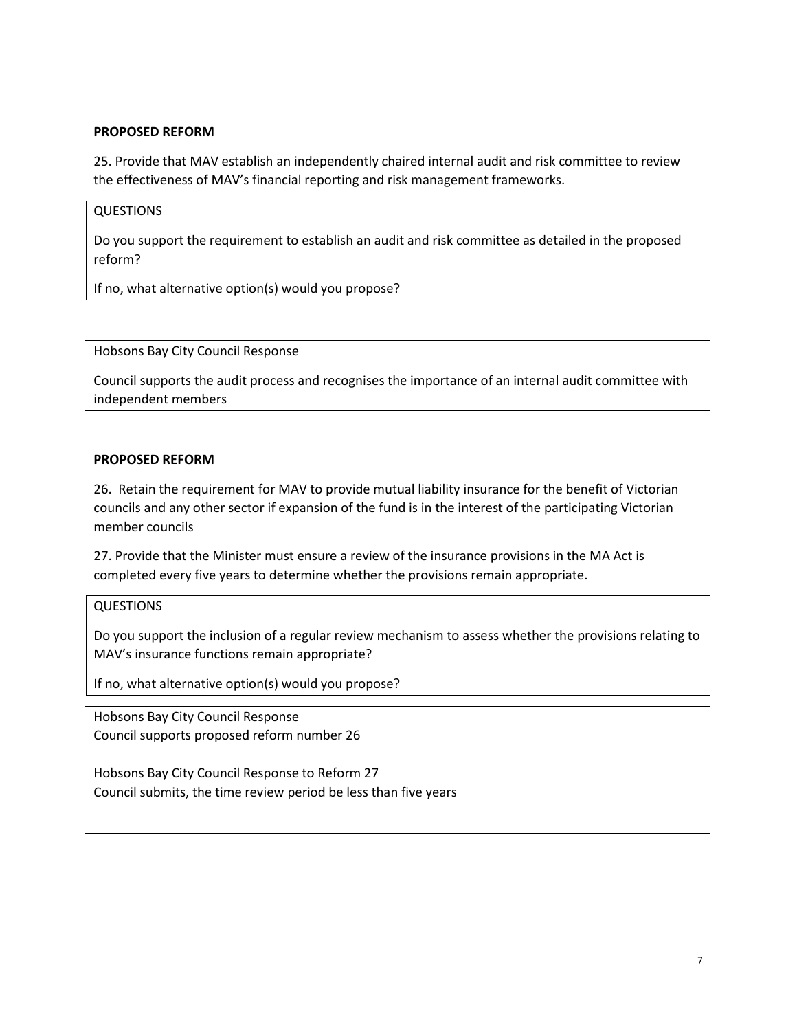**PROPOSED REFORM**

25. Provide that MAV establish an independently chaired internal audit and risk committee to review the effectiveness of MAV's financial reporting and risk management frameworks.

QUESTIONS

Do you support the requirement to establish an audit and risk committee as detailed in the proposed reform?

If no, what alternative option(s) would you propose?

Hobsons Bay City Council Response

Council supports the audit process and recognises the importance of an internal audit committee with independent members

**PROPOSED REFORM**

26. Retain the requirement for MAV to provide mutual liability insurance for the benefit of Victorian councils and any other sector if expansion of the fund is in the interest of the participating Victorian member councils

27. Provide that the Minister must ensure a review of the insurance provisions in the MA Act is completed every five years to determine whether the provisions remain appropriate.

QUESTIONS

Do you support the inclusion of a regular review mechanism to assess whether the provisions relating to MAV's insurance functions remain appropriate?

If no, what alternative option(s) would you propose?

Hobsons Bay City Council Response
Council supports proposed reform number 26

Hobsons Bay City Council Response to Reform 27
Council submits, the time review period be less than five years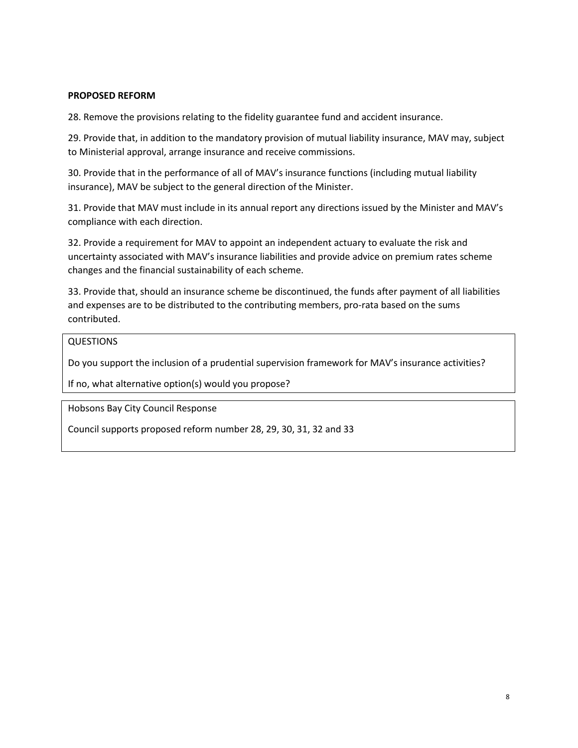**PROPOSED REFORM**

28. Remove the provisions relating to the fidelity guarantee fund and accident insurance.

29. Provide that, in addition to the mandatory provision of mutual liability insurance, MAV may, subject to Ministerial approval, arrange insurance and receive commissions.

30. Provide that in the performance of all of MAV's insurance functions (including mutual liability insurance), MAV be subject to the general direction of the Minister.

31. Provide that MAV must include in its annual report any directions issued by the Minister and MAV's compliance with each direction.

32. Provide a requirement for MAV to appoint an independent actuary to evaluate the risk and uncertainty associated with MAV's insurance liabilities and provide advice on premium rates scheme changes and the financial sustainability of each scheme.

33. Provide that, should an insurance scheme be discontinued, the funds after payment of all liabilities and expenses are to be distributed to the contributing members, pro-rata based on the sums contributed.

QUESTIONS

Do you support the inclusion of a prudential supervision framework for MAV's insurance activities?

If no, what alternative option(s) would you propose?

Hobsons Bay City Council Response

Council supports proposed reform number 28, 29, 30, 31, 32 and 33